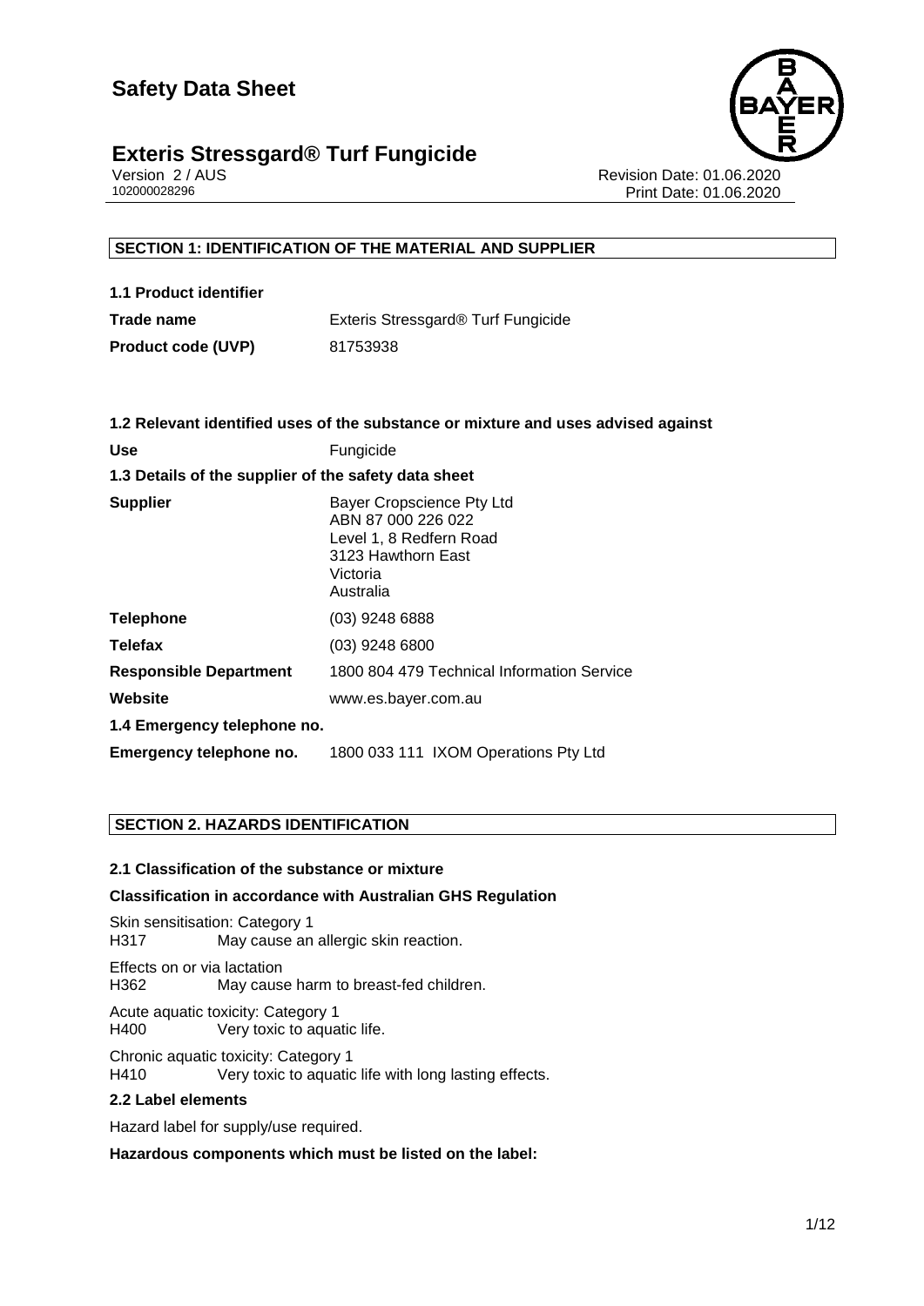# Safety Data Sheet

## Exteris Stressgard® Turf Fungicide

Version 2 / AUS
102000028296

Revision Date: 01.06.2020
Print Date: 01.06.2020

## SECTION 1: IDENTIFICATION OF THE MATERIAL AND SUPPLIER

### 1.1 Product identifier

| | |
|---|---|
| **Trade name** | Exteris Stressgard® Turf Fungicide |
| **Product code (UVP)** | 81753938 |

### 1.2 Relevant identified uses of the substance or mixture and uses advised against

| | |
|---|---|
| **Use** | Fungicide |

### 1.3 Details of the supplier of the safety data sheet

| | |
|---|---|
| **Supplier** | Bayer Cropscience Pty Ltd<br>ABN 87 000 226 022<br>Level 1, 8 Redfern Road<br>3123 Hawthorn East<br>Victoria<br>Australia |
| **Telephone** | (03) 9248 6888 |
| **Telefax** | (03) 9248 6800 |
| **Responsible Department** | 1800 804 479 Technical Information Service |
| **Website** | www.es.bayer.com.au |

### 1.4 Emergency telephone no.

| | |
|---|---|
| **Emergency telephone no.** | 1800 033 111 IXOM Operations Pty Ltd |

## SECTION 2. HAZARDS IDENTIFICATION

### 2.1 Classification of the substance or mixture

**Classification in accordance with Australian GHS Regulation**

Skin sensitisation: Category 1
H317 May cause an allergic skin reaction.

Effects on or via lactation
H362 May cause harm to breast-fed children.

Acute aquatic toxicity: Category 1
H400 Very toxic to aquatic life.

Chronic aquatic toxicity: Category 1
H410 Very toxic to aquatic life with long lasting effects.

### 2.2 Label elements

Hazard label for supply/use required.

**Hazardous components which must be listed on the label:**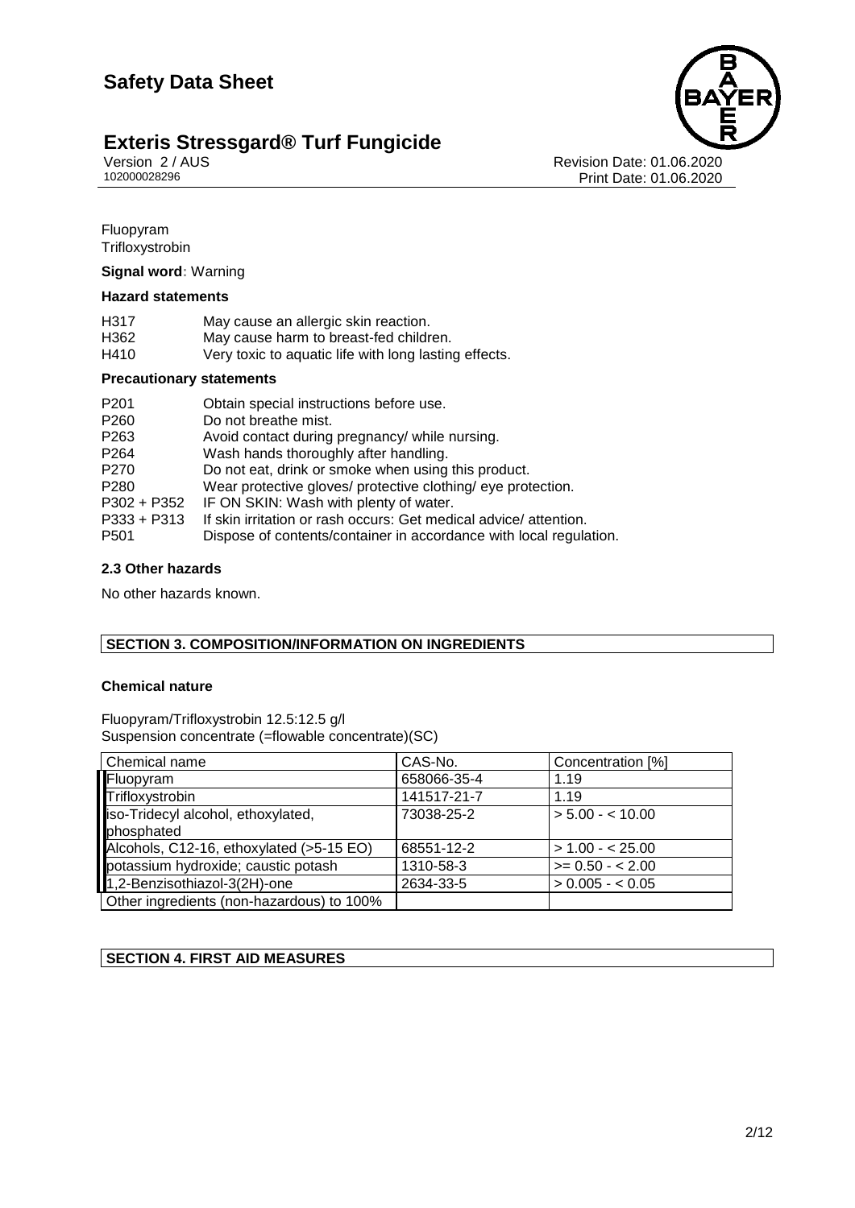Fluopyram
Trifloxystrobin

**Signal word:** Warning

**Hazard statements**

| | |
|---|---|
| H317 | May cause an allergic skin reaction. |
| H362 | May cause harm to breast-fed children. |
| H410 | Very toxic to aquatic life with long lasting effects. |

**Precautionary statements**

| | |
|---|---|
| P201 | Obtain special instructions before use. |
| P260 | Do not breathe mist. |
| P263 | Avoid contact during pregnancy/ while nursing. |
| P264 | Wash hands thoroughly after handling. |
| P270 | Do not eat, drink or smoke when using this product. |
| P280 | Wear protective gloves/ protective clothing/ eye protection. |
| P302 + P352 | IF ON SKIN: Wash with plenty of water. |
| P333 + P313 | If skin irritation or rash occurs: Get medical advice/ attention. |
| P501 | Dispose of contents/container in accordance with local regulation. |

**2.3 Other hazards**

No other hazards known.

## SECTION 3. COMPOSITION/INFORMATION ON INGREDIENTS

**Chemical nature**

Fluopyram/Trifloxystrobin 12.5:12.5 g/l
Suspension concentrate (=flowable concentrate)(SC)

| Chemical name | CAS-No. | Concentration [%] |
|---|---|---|
| Fluopyram | 658066-35-4 | 1.19 |
| Trifloxystrobin | 141517-21-7 | 1.19 |
| iso-Tridecyl alcohol, ethoxylated, phosphated | 73038-25-2 | > 5.00 - < 10.00 |
| Alcohols, C12-16, ethoxylated (>5-15 EO) | 68551-12-2 | > 1.00 - < 25.00 |
| potassium hydroxide; caustic potash | 1310-58-3 | >= 0.50 - < 2.00 |
| 1,2-Benzisothiazol-3(2H)-one | 2634-33-5 | > 0.005 - < 0.05 |
| Other ingredients (non-hazardous) to 100% | | |

## SECTION 4. FIRST AID MEASURES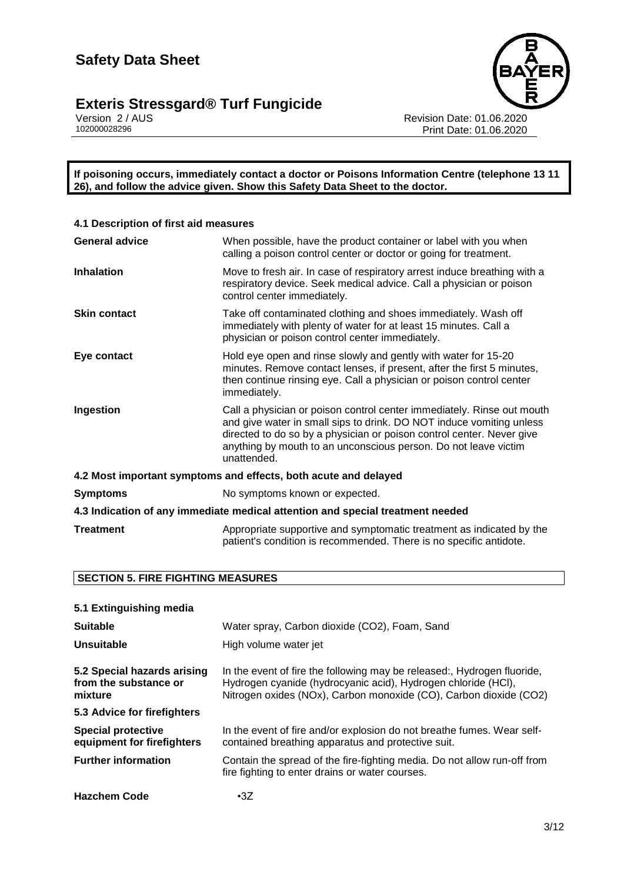**If poisoning occurs, immediately contact a doctor or Poisons Information Centre (telephone 13 11 26), and follow the advice given. Show this Safety Data Sheet to the doctor.**

### 4.1 Description of first aid measures

| | |
|---|---|
| **General advice** | When possible, have the product container or label with you when calling a poison control center or doctor or going for treatment. |
| **Inhalation** | Move to fresh air. In case of respiratory arrest induce breathing with a respiratory device. Seek medical advice. Call a physician or poison control center immediately. |
| **Skin contact** | Take off contaminated clothing and shoes immediately. Wash off immediately with plenty of water for at least 15 minutes. Call a physician or poison control center immediately. |
| **Eye contact** | Hold eye open and rinse slowly and gently with water for 15-20 minutes. Remove contact lenses, if present, after the first 5 minutes, then continue rinsing eye. Call a physician or poison control center immediately. |
| **Ingestion** | Call a physician or poison control center immediately. Rinse out mouth and give water in small sips to drink. DO NOT induce vomiting unless directed to do so by a physician or poison control center. Never give anything by mouth to an unconscious person. Do not leave victim unattended. |

### 4.2 Most important symptoms and effects, both acute and delayed

| | |
|---|---|
| **Symptoms** | No symptoms known or expected. |

### 4.3 Indication of any immediate medical attention and special treatment needed

| | |
|---|---|
| **Treatment** | Appropriate supportive and symptomatic treatment as indicated by the patient's condition is recommended. There is no specific antidote. |

## SECTION 5. FIRE FIGHTING MEASURES

### 5.1 Extinguishing media

| | |
|---|---|
| **Suitable** | Water spray, Carbon dioxide ($CO_2$), Foam, Sand |
| **Unsuitable** | High volume water jet |
| **5.2 Special hazards arising from the substance or mixture** | In the event of fire the following may be released:, Hydrogen fluoride, Hydrogen cyanide (hydrocyanic acid), Hydrogen chloride (HCl), Nitrogen oxides (NOx), Carbon monoxide (CO), Carbon dioxide ($CO_2$) |

### 5.3 Advice for firefighters

| | |
|---|---|
| **Special protective equipment for firefighters** | In the event of fire and/or explosion do not breathe fumes. Wear self-contained breathing apparatus and protective suit. |
| **Further information** | Contain the spread of the fire-fighting media. Do not allow run-off from fire fighting to enter drains or water courses. |
| **Hazchem Code** | •3Z |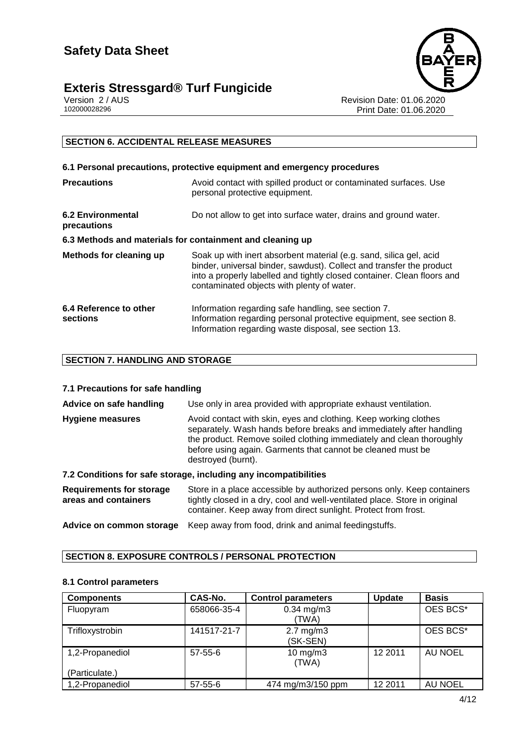## SECTION 6. ACCIDENTAL RELEASE MEASURES

### 6.1 Personal precautions, protective equipment and emergency procedures

**Precautions** — Avoid contact with spilled product or contaminated surfaces. Use personal protective equipment.

**6.2 Environmental precautions** — Do not allow to get into surface water, drains and ground water.

### 6.3 Methods and materials for containment and cleaning up

**Methods for cleaning up** — Soak up with inert absorbent material (e.g. sand, silica gel, acid binder, universal binder, sawdust). Collect and transfer the product into a properly labelled and tightly closed container. Clean floors and contaminated objects with plenty of water.

**6.4 Reference to other sections** — Information regarding safe handling, see section 7.
Information regarding personal protective equipment, see section 8.
Information regarding waste disposal, see section 13.

## SECTION 7. HANDLING AND STORAGE

### 7.1 Precautions for safe handling

**Advice on safe handling** — Use only in area provided with appropriate exhaust ventilation.

**Hygiene measures** — Avoid contact with skin, eyes and clothing. Keep working clothes separately. Wash hands before breaks and immediately after handling the product. Remove soiled clothing immediately and clean thoroughly before using again. Garments that cannot be cleaned must be destroyed (burnt).

### 7.2 Conditions for safe storage, including any incompatibilities

**Requirements for storage areas and containers** — Store in a place accessible by authorized persons only. Keep containers tightly closed in a dry, cool and well-ventilated place. Store in original container. Keep away from direct sunlight. Protect from frost.

**Advice on common storage** — Keep away from food, drink and animal feedingstuffs.

## SECTION 8. EXPOSURE CONTROLS / PERSONAL PROTECTION

### 8.1 Control parameters

| Components | CAS-No. | Control parameters | Update | Basis |
|---|---|---|---|---|
| Fluopyram | 658066-35-4 | 0.34 mg/m3 (TWA) | | OES BCS* |
| Trifloxystrobin | 141517-21-7 | 2.7 mg/m3 (SK-SEN) | | OES BCS* |
| 1,2-Propanediol (Particulate.) | 57-55-6 | 10 mg/m3 (TWA) | 12 2011 | AU NOEL |
| 1,2-Propanediol | 57-55-6 | 474 mg/m3/150 ppm | 12 2011 | AU NOEL |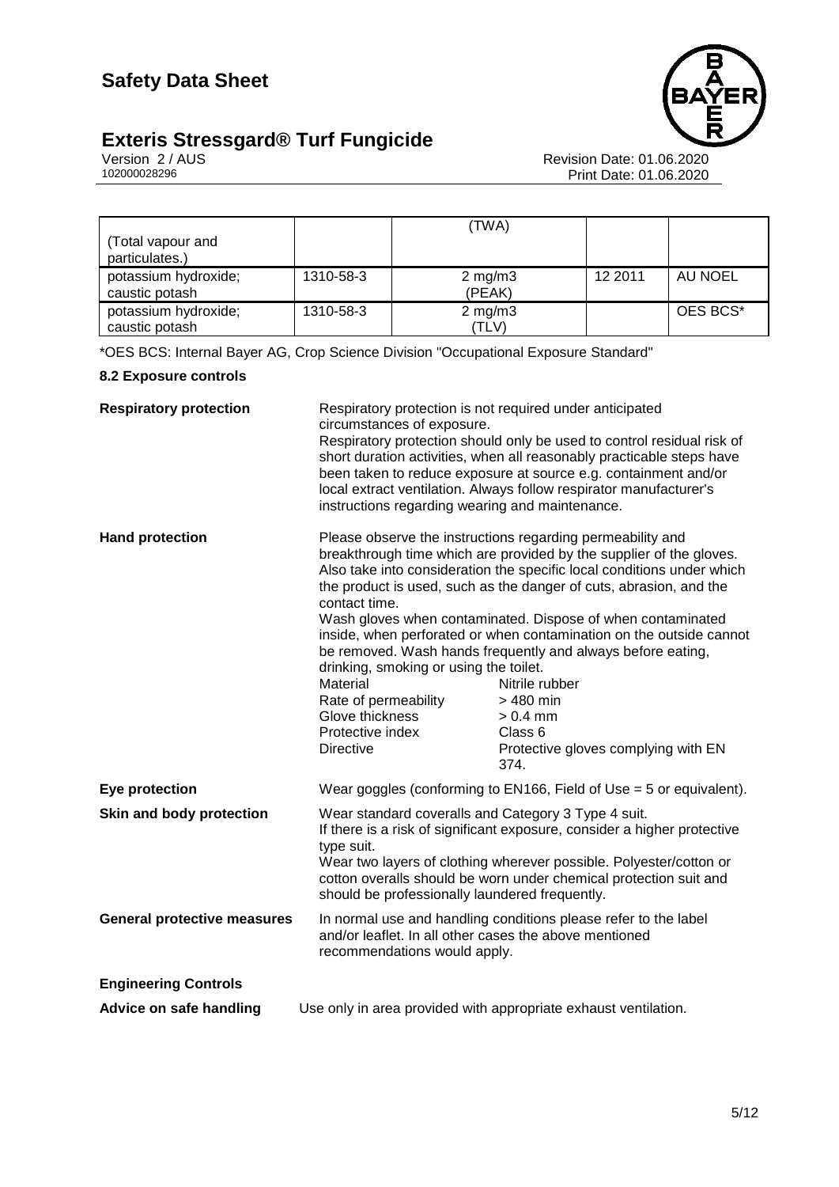| (Total vapour and particulates.) | | (TWA) | | |
|---|---|---|---|---|
| potassium hydroxide; caustic potash | 1310-58-3 | 2 mg/m3 (PEAK) | 12 2011 | AU NOEL |
| potassium hydroxide; caustic potash | 1310-58-3 | 2 mg/m3 (TLV) | | OES BCS* |

*OES BCS: Internal Bayer AG, Crop Science Division "Occupational Exposure Standard"

### 8.2 Exposure controls

**Respiratory protection**

Respiratory protection is not required under anticipated circumstances of exposure.
Respiratory protection should only be used to control residual risk of short duration activities, when all reasonably practicable steps have been taken to reduce exposure at source e.g. containment and/or local extract ventilation. Always follow respirator manufacturer's instructions regarding wearing and maintenance.

**Hand protection**

Please observe the instructions regarding permeability and breakthrough time which are provided by the supplier of the gloves. Also take into consideration the specific local conditions under which the product is used, such as the danger of cuts, abrasion, and the contact time.
Wash gloves when contaminated. Dispose of when contaminated inside, when perforated or when contamination on the outside cannot be removed. Wash hands frequently and always before eating, drinking, smoking or using the toilet.

| | |
|---|---|
| Material | Nitrile rubber |
| Rate of permeability | > 480 min |
| Glove thickness | > 0.4 mm |
| Protective index | Class 6 |
| Directive | Protective gloves complying with EN 374. |

**Eye protection**

Wear goggles (conforming to EN166, Field of Use = 5 or equivalent).

**Skin and body protection**

Wear standard coveralls and Category 3 Type 4 suit.
If there is a risk of significant exposure, consider a higher protective type suit.
Wear two layers of clothing wherever possible. Polyester/cotton or cotton overalls should be worn under chemical protection suit and should be professionally laundered frequently.

**General protective measures**

In normal use and handling conditions please refer to the label and/or leaflet. In all other cases the above mentioned recommendations would apply.

**Engineering Controls**

**Advice on safe handling**

Use only in area provided with appropriate exhaust ventilation.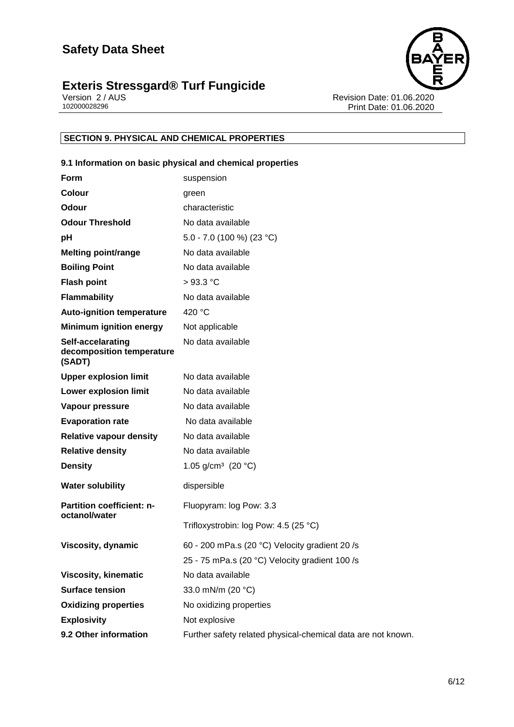## SECTION 9. PHYSICAL AND CHEMICAL PROPERTIES

### 9.1 Information on basic physical and chemical properties

| Property | Value |
|---|---|
| **Form** | suspension |
| **Colour** | green |
| **Odour** | characteristic |
| **Odour Threshold** | No data available |
| **pH** | 5.0 - 7.0 (100 %) (23 °C) |
| **Melting point/range** | No data available |
| **Boiling Point** | No data available |
| **Flash point** | > 93.3 °C |
| **Flammability** | No data available |
| **Auto-ignition temperature** | 420 °C |
| **Minimum ignition energy** | Not applicable |
| **Self-accelarating decomposition temperature (SADT)** | No data available |
| **Upper explosion limit** | No data available |
| **Lower explosion limit** | No data available |
| **Vapour pressure** | No data available |
| **Evaporation rate** | No data available |
| **Relative vapour density** | No data available |
| **Relative density** | No data available |
| **Density** | 1.05 g/cm³ (20 °C) |
| **Water solubility** | dispersible |
| **Partition coefficient: n-octanol/water** | Fluopyram: log Pow: 3.3 |
| | Trifloxystrobin: log Pow: 4.5 (25 °C) |
| **Viscosity, dynamic** | 60 - 200 mPa.s (20 °C) Velocity gradient 20 /s |
| | 25 - 75 mPa.s (20 °C) Velocity gradient 100 /s |
| **Viscosity, kinematic** | No data available |
| **Surface tension** | 33.0 mN/m (20 °C) |
| **Oxidizing properties** | No oxidizing properties |
| **Explosivity** | Not explosive |
| **9.2 Other information** | Further safety related physical-chemical data are not known. |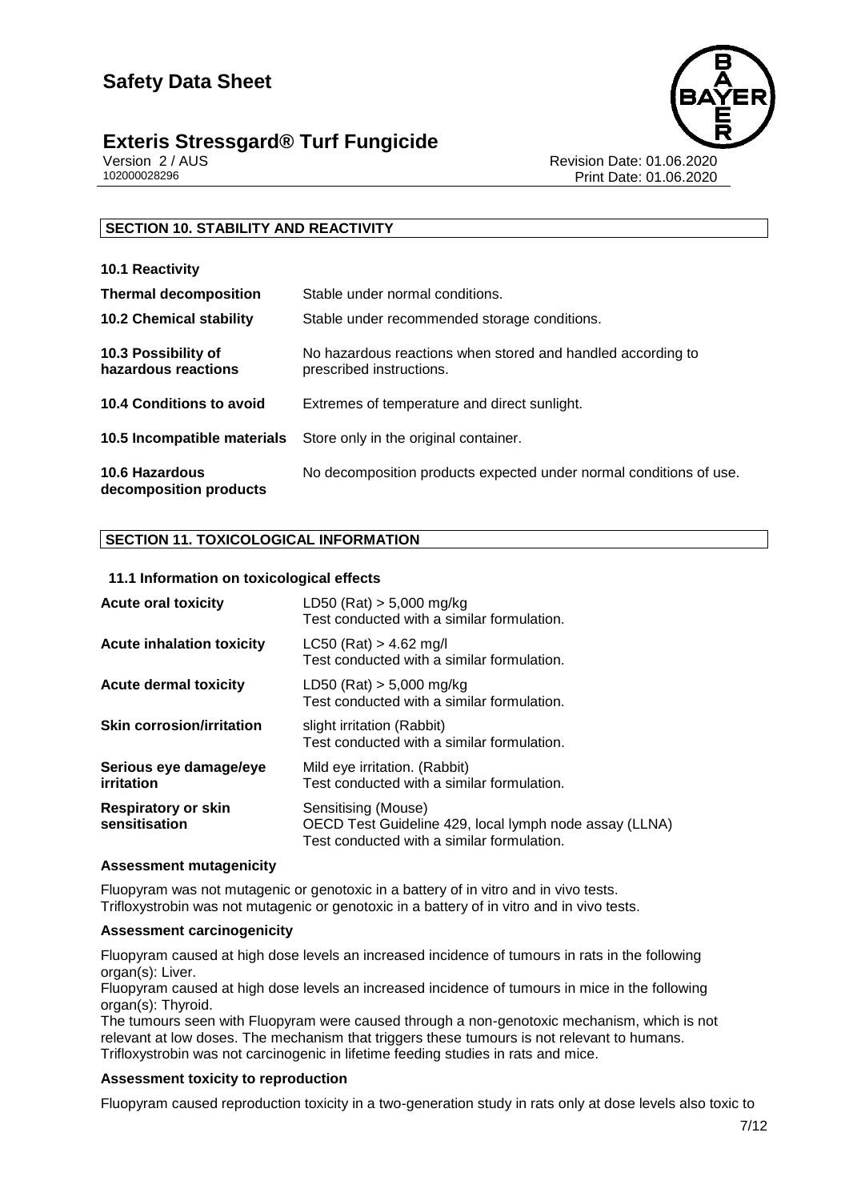## SECTION 10. STABILITY AND REACTIVITY

**10.1 Reactivity**

| | |
|---|---|
| **Thermal decomposition** | Stable under normal conditions. |
| **10.2 Chemical stability** | Stable under recommended storage conditions. |
| **10.3 Possibility of hazardous reactions** | No hazardous reactions when stored and handled according to prescribed instructions. |
| **10.4 Conditions to avoid** | Extremes of temperature and direct sunlight. |
| **10.5 Incompatible materials** | Store only in the original container. |
| **10.6 Hazardous decomposition products** | No decomposition products expected under normal conditions of use. |

## SECTION 11. TOXICOLOGICAL INFORMATION

**11.1 Information on toxicological effects**

| | |
|---|---|
| **Acute oral toxicity** | LD50 (Rat) > 5,000 mg/kg<br>Test conducted with a similar formulation. |
| **Acute inhalation toxicity** | LC50 (Rat) > 4.62 mg/l<br>Test conducted with a similar formulation. |
| **Acute dermal toxicity** | LD50 (Rat) > 5,000 mg/kg<br>Test conducted with a similar formulation. |
| **Skin corrosion/irritation** | slight irritation (Rabbit)<br>Test conducted with a similar formulation. |
| **Serious eye damage/eye irritation** | Mild eye irritation. (Rabbit)<br>Test conducted with a similar formulation. |
| **Respiratory or skin sensitisation** | Sensitising (Mouse)<br>OECD Test Guideline 429, local lymph node assay (LLNA)<br>Test conducted with a similar formulation. |

**Assessment mutagenicity**

Fluopyram was not mutagenic or genotoxic in a battery of in vitro and in vivo tests.
Trifloxystrobin was not mutagenic or genotoxic in a battery of in vitro and in vivo tests.

**Assessment carcinogenicity**

Fluopyram caused at high dose levels an increased incidence of tumours in rats in the following organ(s): Liver.
Fluopyram caused at high dose levels an increased incidence of tumours in mice in the following organ(s): Thyroid.
The tumours seen with Fluopyram were caused through a non-genotoxic mechanism, which is not relevant at low doses. The mechanism that triggers these tumours is not relevant to humans.
Trifloxystrobin was not carcinogenic in lifetime feeding studies in rats and mice.

**Assessment toxicity to reproduction**

Fluopyram caused reproduction toxicity in a two-generation study in rats only at dose levels also toxic to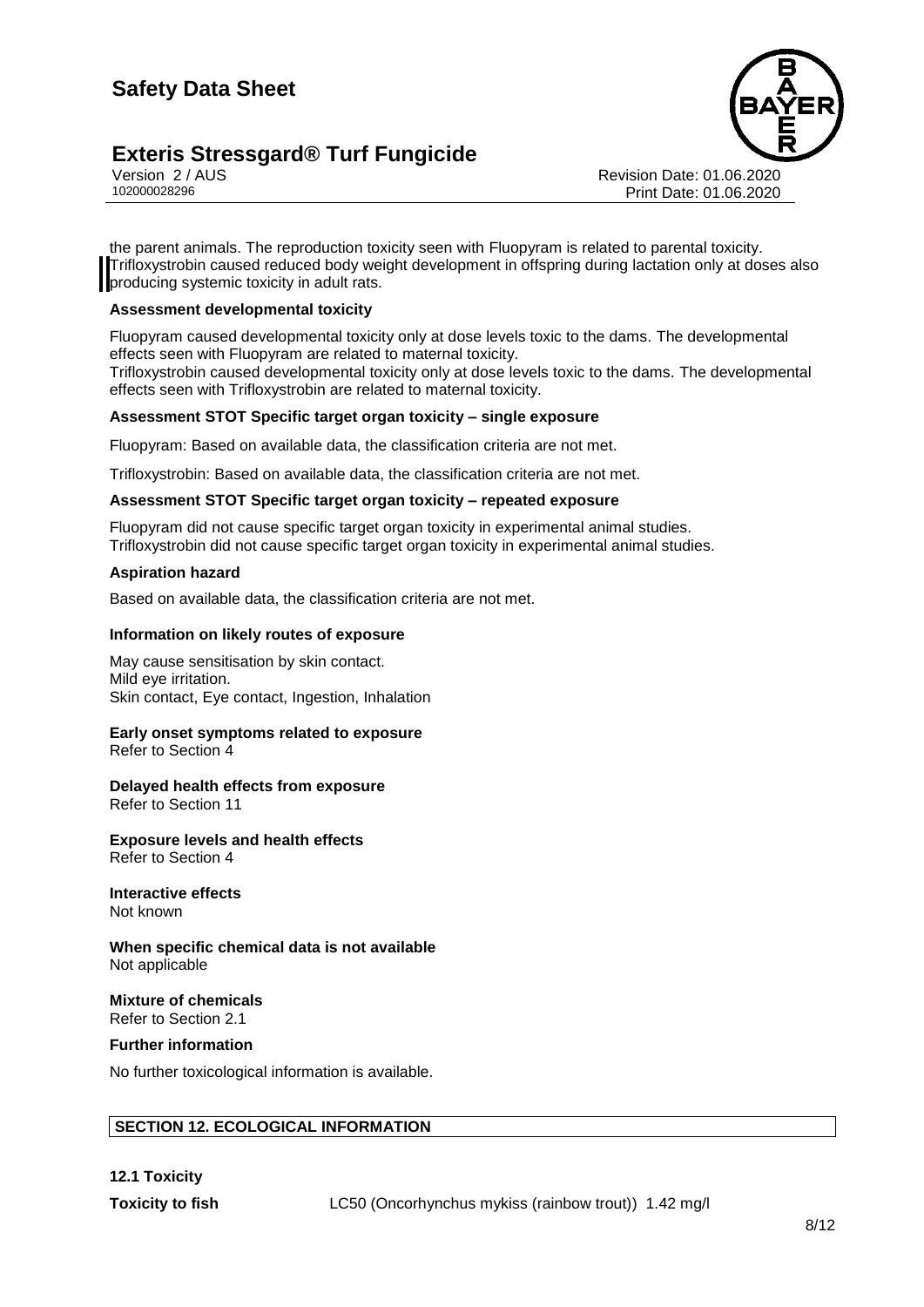the parent animals. The reproduction toxicity seen with Fluopyram is related to parental toxicity. Trifloxystrobin caused reduced body weight development in offspring during lactation only at doses also producing systemic toxicity in adult rats.

**Assessment developmental toxicity**

Fluopyram caused developmental toxicity only at dose levels toxic to the dams. The developmental effects seen with Fluopyram are related to maternal toxicity.
Trifloxystrobin caused developmental toxicity only at dose levels toxic to the dams. The developmental effects seen with Trifloxystrobin are related to maternal toxicity.

**Assessment STOT Specific target organ toxicity – single exposure**

Fluopyram: Based on available data, the classification criteria are not met.

Trifloxystrobin: Based on available data, the classification criteria are not met.

**Assessment STOT Specific target organ toxicity – repeated exposure**

Fluopyram did not cause specific target organ toxicity in experimental animal studies.
Trifloxystrobin did not cause specific target organ toxicity in experimental animal studies.

**Aspiration hazard**

Based on available data, the classification criteria are not met.

**Information on likely routes of exposure**

May cause sensitisation by skin contact.
Mild eye irritation.
Skin contact, Eye contact, Ingestion, Inhalation

**Early onset symptoms related to exposure**
Refer to Section 4

**Delayed health effects from exposure**
Refer to Section 11

**Exposure levels and health effects**
Refer to Section 4

**Interactive effects**
Not known

**When specific chemical data is not available**
Not applicable

**Mixture of chemicals**
Refer to Section 2.1

**Further information**

No further toxicological information is available.

## SECTION 12. ECOLOGICAL INFORMATION

**12.1 Toxicity**

**Toxicity to fish** LC50 (Oncorhynchus mykiss (rainbow trout)) 1.42 mg/l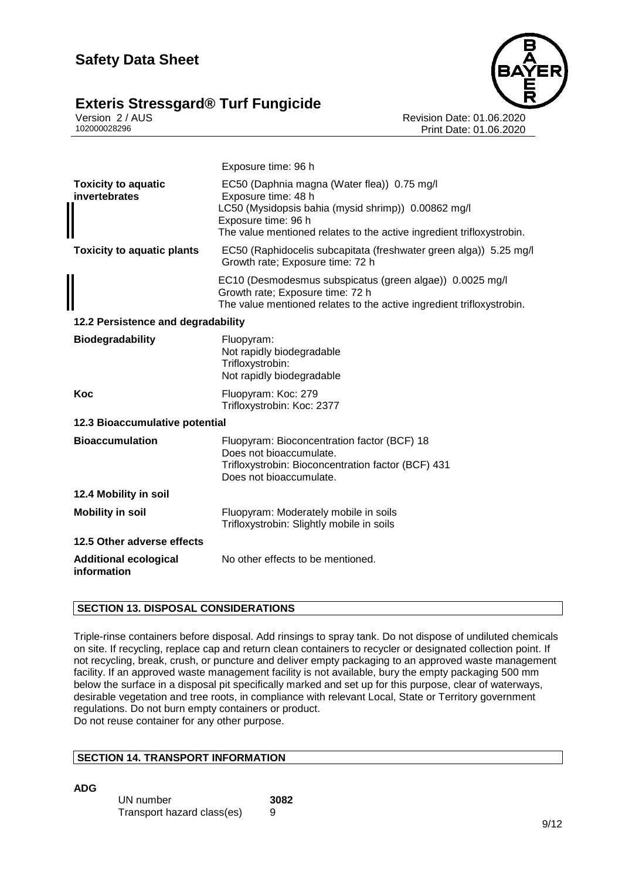| | |
|---|---|
| | Exposure time: 96 h |
| **Toxicity to aquatic invertebrates** | EC50 (Daphnia magna (Water flea)) 0.75 mg/l<br>Exposure time: 48 h<br>LC50 (Mysidopsis bahia (mysid shrimp)) 0.00862 mg/l<br>Exposure time: 96 h<br>The value mentioned relates to the active ingredient trifloxystrobin. |
| **Toxicity to aquatic plants** | EC50 (Raphidocelis subcapitata (freshwater green alga)) 5.25 mg/l<br>Growth rate; Exposure time: 72 h |
| | EC10 (Desmodesmus subspicatus (green algae)) 0.0025 mg/l<br>Growth rate; Exposure time: 72 h<br>The value mentioned relates to the active ingredient trifloxystrobin. |

**12.2 Persistence and degradability**

| | |
|---|---|
| **Biodegradability** | Fluopyram:<br>Not rapidly biodegradable<br>Trifloxystrobin:<br>Not rapidly biodegradable |
| **Koc** | Fluopyram: Koc: 279<br>Trifloxystrobin: Koc: 2377 |

**12.3 Bioaccumulative potential**

| | |
|---|---|
| **Bioaccumulation** | Fluopyram: Bioconcentration factor (BCF) 18<br>Does not bioaccumulate.<br>Trifloxystrobin: Bioconcentration factor (BCF) 431<br>Does not bioaccumulate. |

**12.4 Mobility in soil**

| | |
|---|---|
| **Mobility in soil** | Fluopyram: Moderately mobile in soils<br>Trifloxystrobin: Slightly mobile in soils |

**12.5 Other adverse effects**

| | |
|---|---|
| **Additional ecological information** | No other effects to be mentioned. |

## SECTION 13. DISPOSAL CONSIDERATIONS

Triple-rinse containers before disposal. Add rinsings to spray tank. Do not dispose of undiluted chemicals on site. If recycling, replace cap and return clean containers to recycler or designated collection point. If not recycling, break, crush, or puncture and deliver empty packaging to an approved waste management facility. If an approved waste management facility is not available, bury the empty packaging 500 mm below the surface in a disposal pit specifically marked and set up for this purpose, clear of waterways, desirable vegetation and tree roots, in compliance with relevant Local, State or Territory government regulations. Do not burn empty containers or product.
Do not reuse container for any other purpose.

## SECTION 14. TRANSPORT INFORMATION

**ADG**

| | |
|---|---|
| UN number | **3082** |
| Transport hazard class(es) | 9 |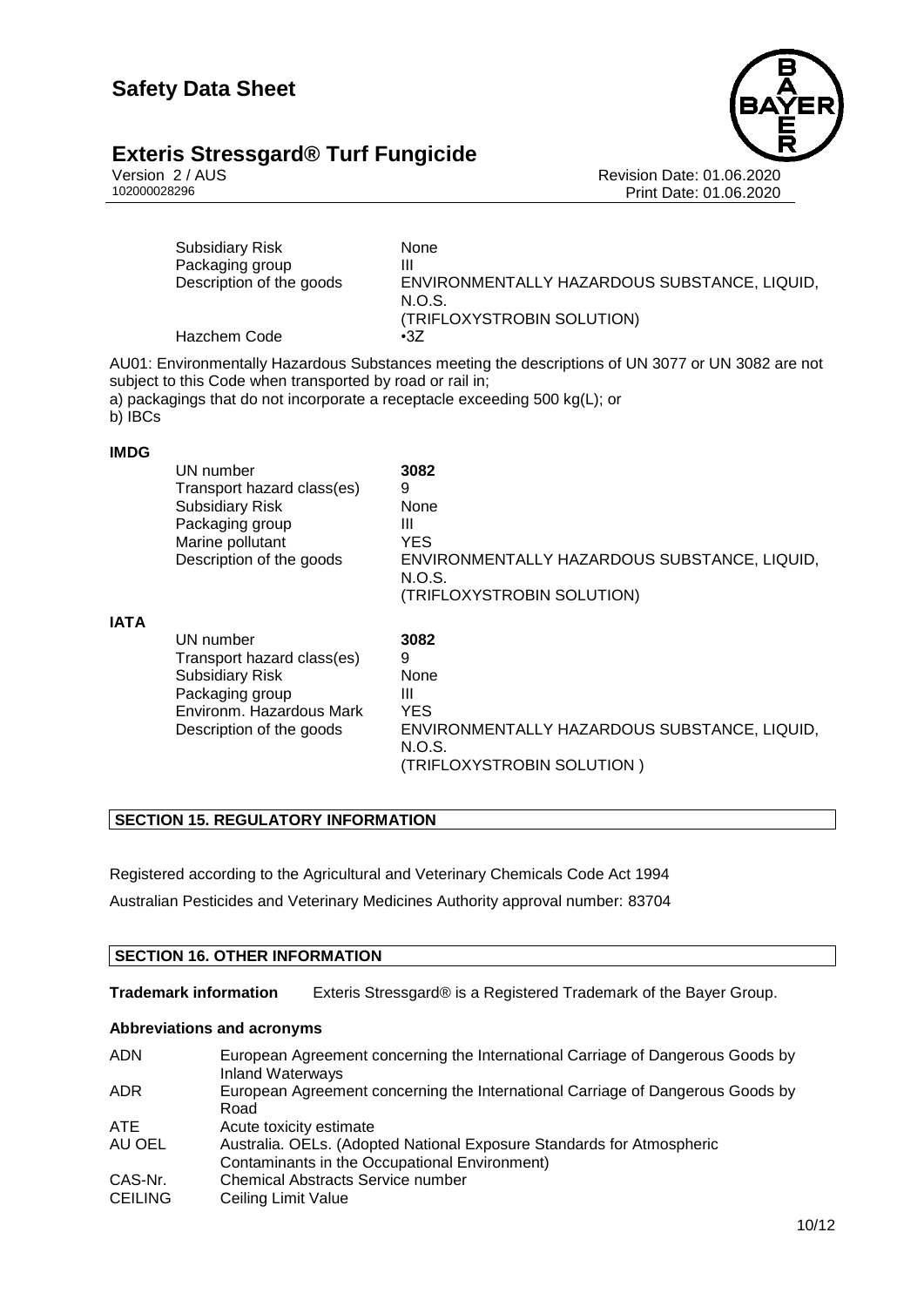| | |
|---|---|
| Subsidiary Risk | None |
| Packaging group | III |
| Description of the goods | ENVIRONMENTALLY HAZARDOUS SUBSTANCE, LIQUID, N.O.S. (TRIFLOXYSTROBIN SOLUTION) |
| Hazchem Code | •3Z |

AU01: Environmentally Hazardous Substances meeting the descriptions of UN 3077 or UN 3082 are not subject to this Code when transported by road or rail in;
a) packagings that do not incorporate a receptacle exceeding 500 kg(L); or
b) IBCs

**IMDG**

| | |
|---|---|
| UN number | **3082** |
| Transport hazard class(es) | 9 |
| Subsidiary Risk | None |
| Packaging group | III |
| Marine pollutant | YES |
| Description of the goods | ENVIRONMENTALLY HAZARDOUS SUBSTANCE, LIQUID, N.O.S. (TRIFLOXYSTROBIN SOLUTION) |

**IATA**

| | |
|---|---|
| UN number | **3082** |
| Transport hazard class(es) | 9 |
| Subsidiary Risk | None |
| Packaging group | III |
| Environm. Hazardous Mark | YES |
| Description of the goods | ENVIRONMENTALLY HAZARDOUS SUBSTANCE, LIQUID, N.O.S. (TRIFLOXYSTROBIN SOLUTION ) |

## SECTION 15. REGULATORY INFORMATION

Registered according to the Agricultural and Veterinary Chemicals Code Act 1994

Australian Pesticides and Veterinary Medicines Authority approval number: 83704

## SECTION 16. OTHER INFORMATION

**Trademark information** Exteris Stressgard® is a Registered Trademark of the Bayer Group.

### Abbreviations and acronyms

| | |
|---|---|
| ADN | European Agreement concerning the International Carriage of Dangerous Goods by Inland Waterways |
| ADR | European Agreement concerning the International Carriage of Dangerous Goods by Road |
| ATE | Acute toxicity estimate |
| AU OEL | Australia. OELs. (Adopted National Exposure Standards for Atmospheric Contaminants in the Occupational Environment) |
| CAS-Nr. | Chemical Abstracts Service number |
| CEILING | Ceiling Limit Value |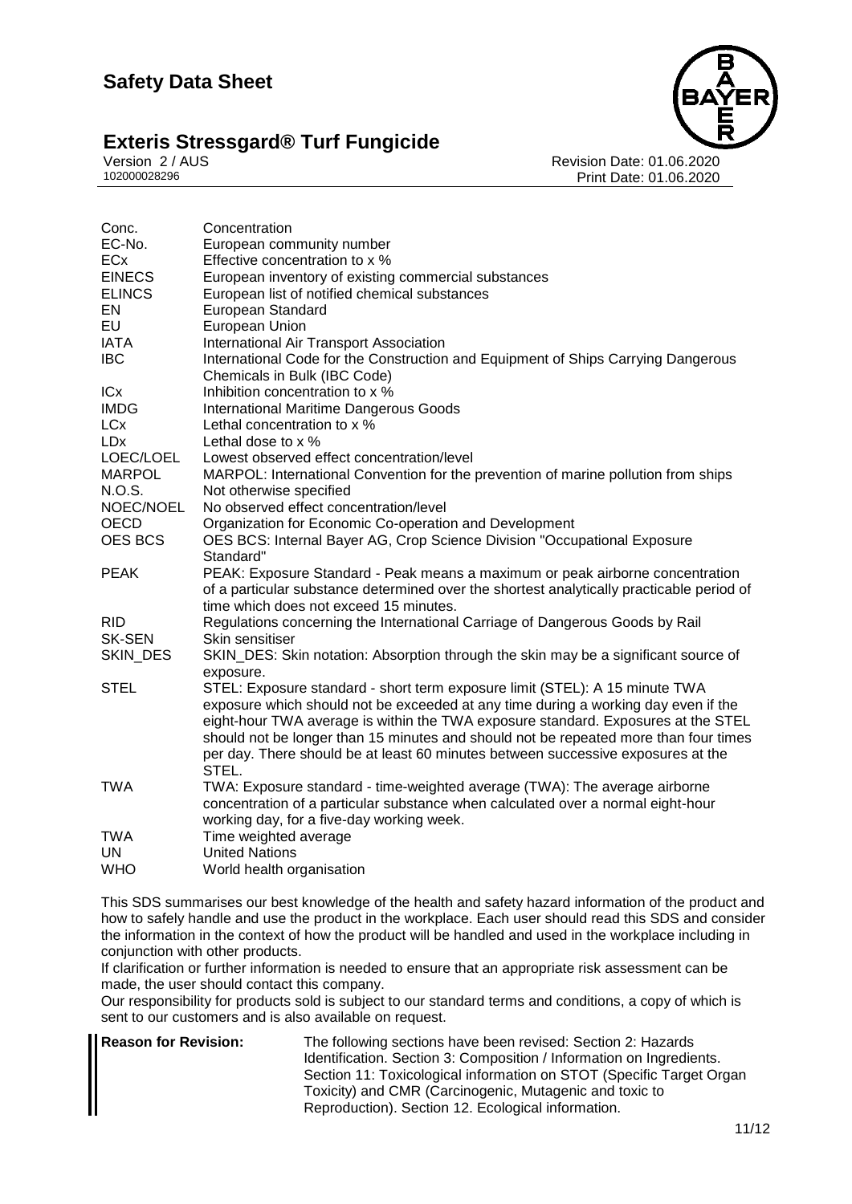| | |
|---|---|
| Conc. | Concentration |
| EC-No. | European community number |
| ECx | Effective concentration to x % |
| EINECS | European inventory of existing commercial substances |
| ELINCS | European list of notified chemical substances |
| EN | European Standard |
| EU | European Union |
| IATA | International Air Transport Association |
| IBC | International Code for the Construction and Equipment of Ships Carrying Dangerous Chemicals in Bulk (IBC Code) |
| ICx | Inhibition concentration to x % |
| IMDG | International Maritime Dangerous Goods |
| LCx | Lethal concentration to x % |
| LDx | Lethal dose to x % |
| LOEC/LOEL | Lowest observed effect concentration/level |
| MARPOL | MARPOL: International Convention for the prevention of marine pollution from ships |
| N.O.S. | Not otherwise specified |
| NOEC/NOEL | No observed effect concentration/level |
| OECD | Organization for Economic Co-operation and Development |
| OES BCS | OES BCS: Internal Bayer AG, Crop Science Division "Occupational Exposure Standard" |
| PEAK | PEAK: Exposure Standard - Peak means a maximum or peak airborne concentration of a particular substance determined over the shortest analytically practicable period of time which does not exceed 15 minutes. |
| RID | Regulations concerning the International Carriage of Dangerous Goods by Rail |
| SK-SEN | Skin sensitiser |
| SKIN_DES | SKIN_DES: Skin notation: Absorption through the skin may be a significant source of exposure. |
| STEL | STEL: Exposure standard - short term exposure limit (STEL): A 15 minute TWA exposure which should not be exceeded at any time during a working day even if the eight-hour TWA average is within the TWA exposure standard. Exposures at the STEL should not be longer than 15 minutes and should not be repeated more than four times per day. There should be at least 60 minutes between successive exposures at the STEL. |
| TWA | TWA: Exposure standard - time-weighted average (TWA): The average airborne concentration of a particular substance when calculated over a normal eight-hour working day, for a five-day working week. |
| TWA | Time weighted average |
| UN | United Nations |
| WHO | World health organisation |

This SDS summarises our best knowledge of the health and safety hazard information of the product and how to safely handle and use the product in the workplace. Each user should read this SDS and consider the information in the context of how the product will be handled and used in the workplace including in conjunction with other products.

If clarification or further information is needed to ensure that an appropriate risk assessment can be made, the user should contact this company.

Our responsibility for products sold is subject to our standard terms and conditions, a copy of which is sent to our customers and is also available on request.

**Reason for Revision:** The following sections have been revised: Section 2: Hazards Identification. Section 3: Composition / Information on Ingredients. Section 11: Toxicological information on STOT (Specific Target Organ Toxicity) and CMR (Carcinogenic, Mutagenic and toxic to Reproduction). Section 12. Ecological information.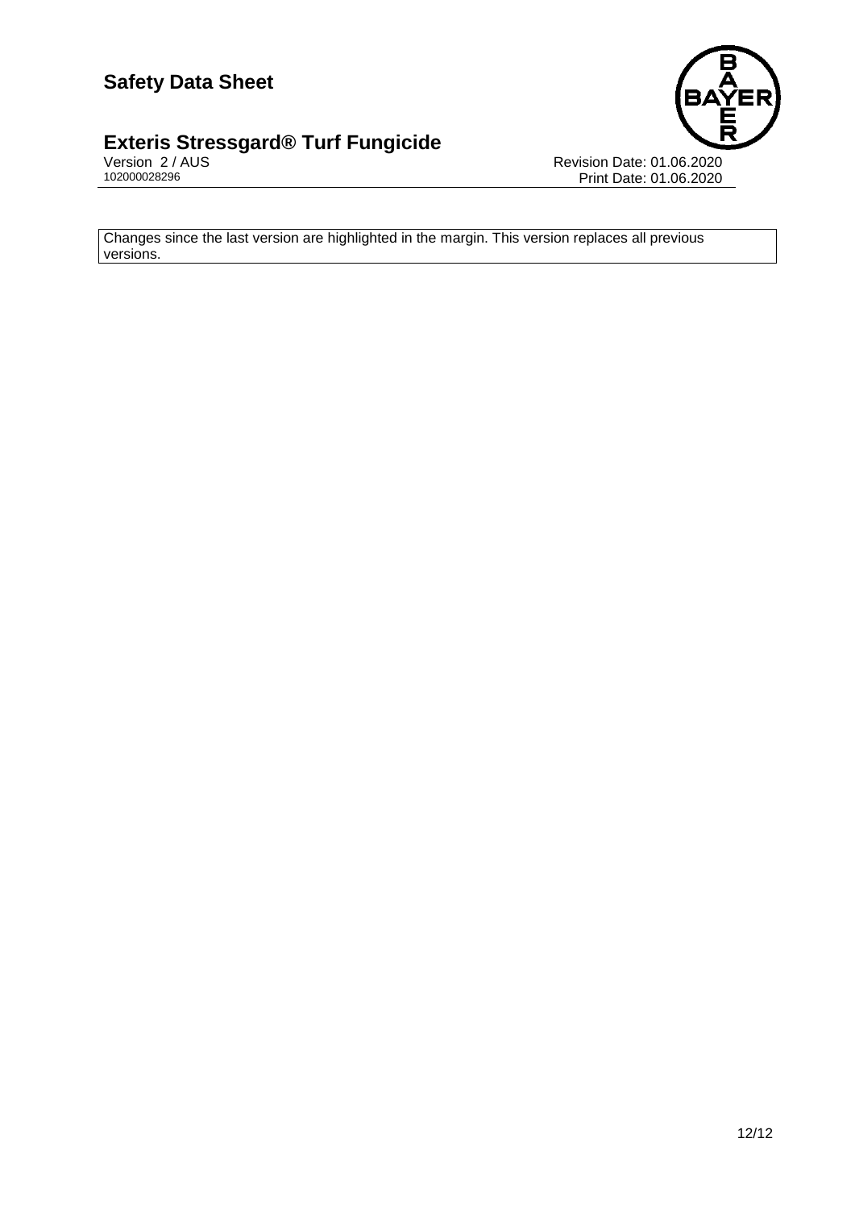Changes since the last version are highlighted in the margin. This version replaces all previous versions.